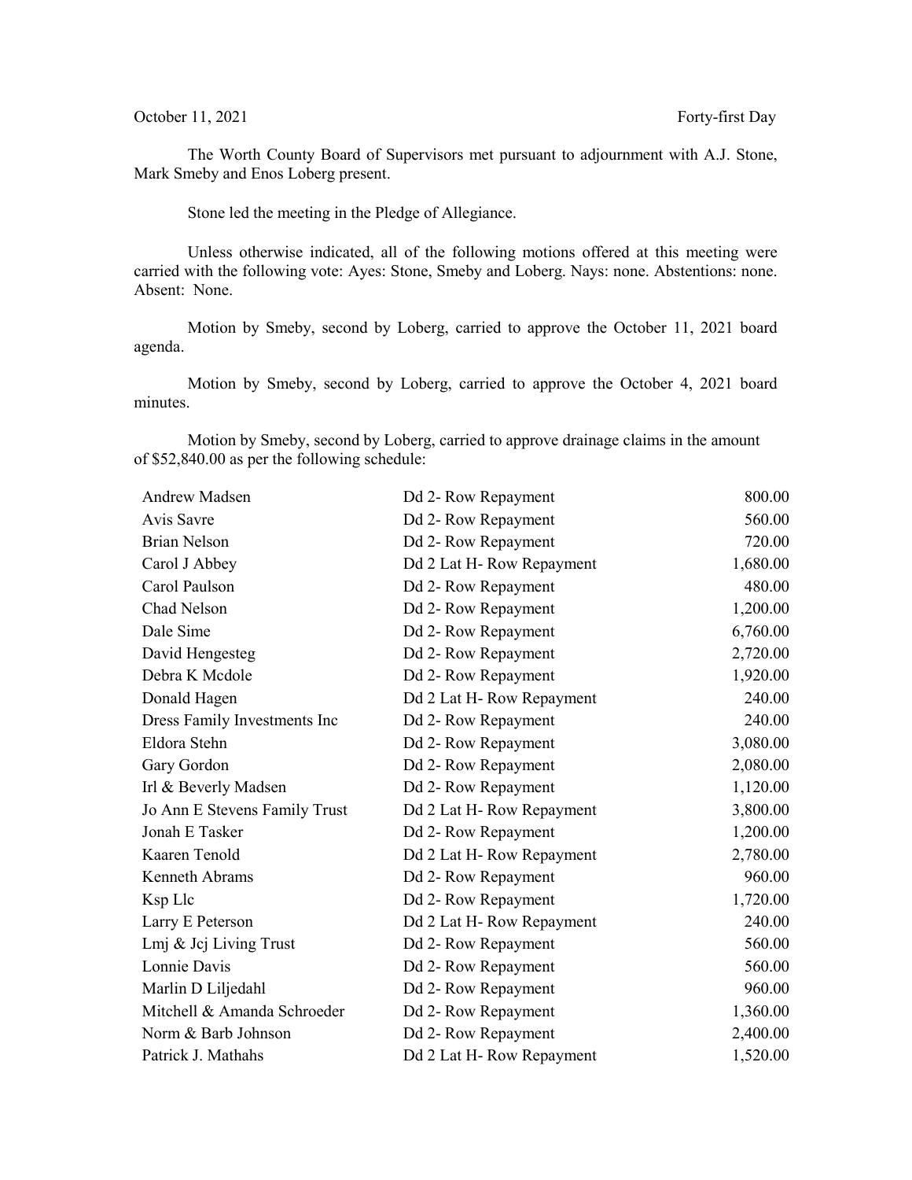October 11, 2021 Forty-first Day

The Worth County Board of Supervisors met pursuant to adjournment with A.J. Stone, Mark Smeby and Enos Loberg present.

Stone led the meeting in the Pledge of Allegiance.

Unless otherwise indicated, all of the following motions offered at this meeting were carried with the following vote: Ayes: Stone, Smeby and Loberg. Nays: none. Abstentions: none. Absent: None.

Motion by Smeby, second by Loberg, carried to approve the October 11, 2021 board agenda.

Motion by Smeby, second by Loberg, carried to approve the October 4, 2021 board minutes.

Motion by Smeby, second by Loberg, carried to approve drainage claims in the amount of $52,840.00 as per the following schedule:

| | | |
|---|---|---|
| Andrew Madsen | Dd 2- Row Repayment | 800.00 |
| Avis Savre | Dd 2- Row Repayment | 560.00 |
| Brian Nelson | Dd 2- Row Repayment | 720.00 |
| Carol J Abbey | Dd 2 Lat H- Row Repayment | 1,680.00 |
| Carol Paulson | Dd 2- Row Repayment | 480.00 |
| Chad Nelson | Dd 2- Row Repayment | 1,200.00 |
| Dale Sime | Dd 2- Row Repayment | 6,760.00 |
| David Hengesteg | Dd 2- Row Repayment | 2,720.00 |
| Debra K Mcdole | Dd 2- Row Repayment | 1,920.00 |
| Donald Hagen | Dd 2 Lat H- Row Repayment | 240.00 |
| Dress Family Investments Inc | Dd 2- Row Repayment | 240.00 |
| Eldora Stehn | Dd 2- Row Repayment | 3,080.00 |
| Gary Gordon | Dd 2- Row Repayment | 2,080.00 |
| Irl & Beverly Madsen | Dd 2- Row Repayment | 1,120.00 |
| Jo Ann E Stevens Family Trust | Dd 2 Lat H- Row Repayment | 3,800.00 |
| Jonah E Tasker | Dd 2- Row Repayment | 1,200.00 |
| Kaaren Tenold | Dd 2 Lat H- Row Repayment | 2,780.00 |
| Kenneth Abrams | Dd 2- Row Repayment | 960.00 |
| Ksp Llc | Dd 2- Row Repayment | 1,720.00 |
| Larry E Peterson | Dd 2 Lat H- Row Repayment | 240.00 |
| Lmj & Jcj Living Trust | Dd 2- Row Repayment | 560.00 |
| Lonnie Davis | Dd 2- Row Repayment | 560.00 |
| Marlin D Liljedahl | Dd 2- Row Repayment | 960.00 |
| Mitchell & Amanda Schroeder | Dd 2- Row Repayment | 1,360.00 |
| Norm & Barb Johnson | Dd 2- Row Repayment | 2,400.00 |
| Patrick J. Mathahs | Dd 2 Lat H- Row Repayment | 1,520.00 |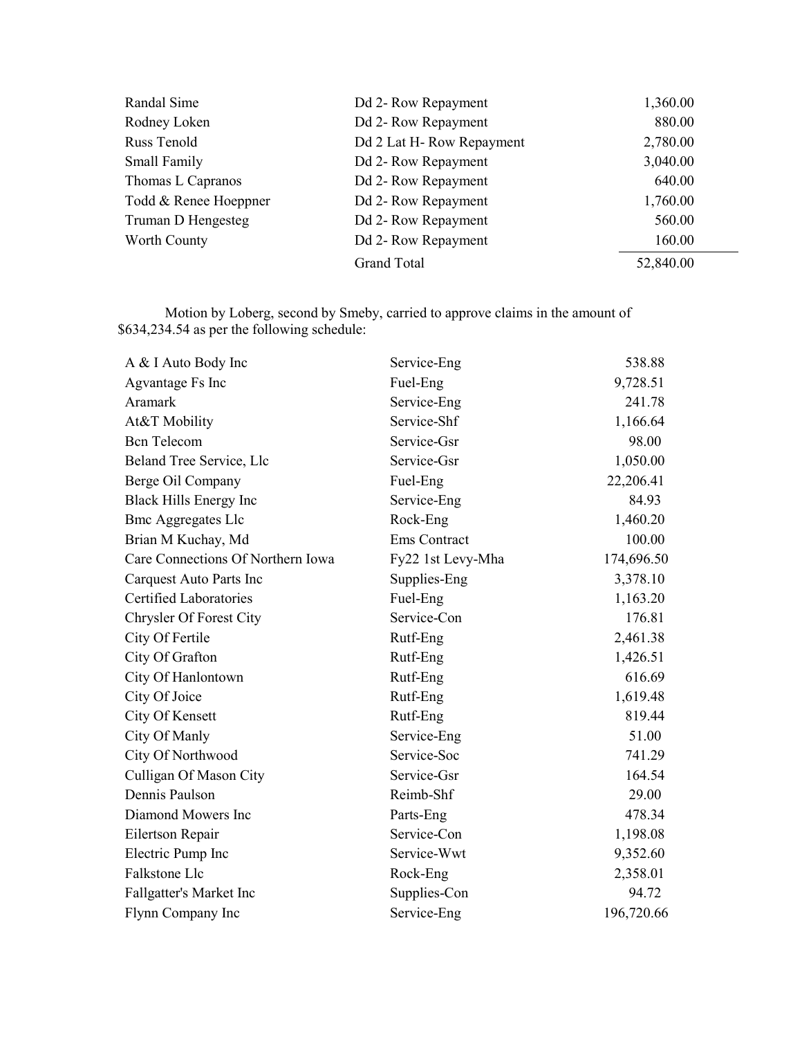| | | |
|---|---|---|
| Randal Sime | Dd 2- Row Repayment | 1,360.00 |
| Rodney Loken | Dd 2- Row Repayment | 880.00 |
| Russ Tenold | Dd 2 Lat H- Row Repayment | 2,780.00 |
| Small Family | Dd 2- Row Repayment | 3,040.00 |
| Thomas L Capranos | Dd 2- Row Repayment | 640.00 |
| Todd & Renee Hoeppner | Dd 2- Row Repayment | 1,760.00 |
| Truman D Hengesteg | Dd 2- Row Repayment | 560.00 |
| Worth County | Dd 2- Row Repayment | 160.00 |
| | Grand Total | 52,840.00 |

Motion by Loberg, second by Smeby, carried to approve claims in the amount of $634,234.54 as per the following schedule:

| | | |
|---|---|---|
| A & I Auto Body Inc | Service-Eng | 538.88 |
| Agvantage Fs Inc | Fuel-Eng | 9,728.51 |
| Aramark | Service-Eng | 241.78 |
| At&T Mobility | Service-Shf | 1,166.64 |
| Bcn Telecom | Service-Gsr | 98.00 |
| Beland Tree Service, Llc | Service-Gsr | 1,050.00 |
| Berge Oil Company | Fuel-Eng | 22,206.41 |
| Black Hills Energy Inc | Service-Eng | 84.93 |
| Bmc Aggregates Llc | Rock-Eng | 1,460.20 |
| Brian M Kuchay, Md | Ems Contract | 100.00 |
| Care Connections Of Northern Iowa | Fy22 1st Levy-Mha | 174,696.50 |
| Carquest Auto Parts Inc | Supplies-Eng | 3,378.10 |
| Certified Laboratories | Fuel-Eng | 1,163.20 |
| Chrysler Of Forest City | Service-Con | 176.81 |
| City Of Fertile | Rutf-Eng | 2,461.38 |
| City Of Grafton | Rutf-Eng | 1,426.51 |
| City Of Hanlontown | Rutf-Eng | 616.69 |
| City Of Joice | Rutf-Eng | 1,619.48 |
| City Of Kensett | Rutf-Eng | 819.44 |
| City Of Manly | Service-Eng | 51.00 |
| City Of Northwood | Service-Soc | 741.29 |
| Culligan Of Mason City | Service-Gsr | 164.54 |
| Dennis Paulson | Reimb-Shf | 29.00 |
| Diamond Mowers Inc | Parts-Eng | 478.34 |
| Eilertson Repair | Service-Con | 1,198.08 |
| Electric Pump Inc | Service-Wwt | 9,352.60 |
| Falkstone Llc | Rock-Eng | 2,358.01 |
| Fallgatter's Market Inc | Supplies-Con | 94.72 |
| Flynn Company Inc | Service-Eng | 196,720.66 |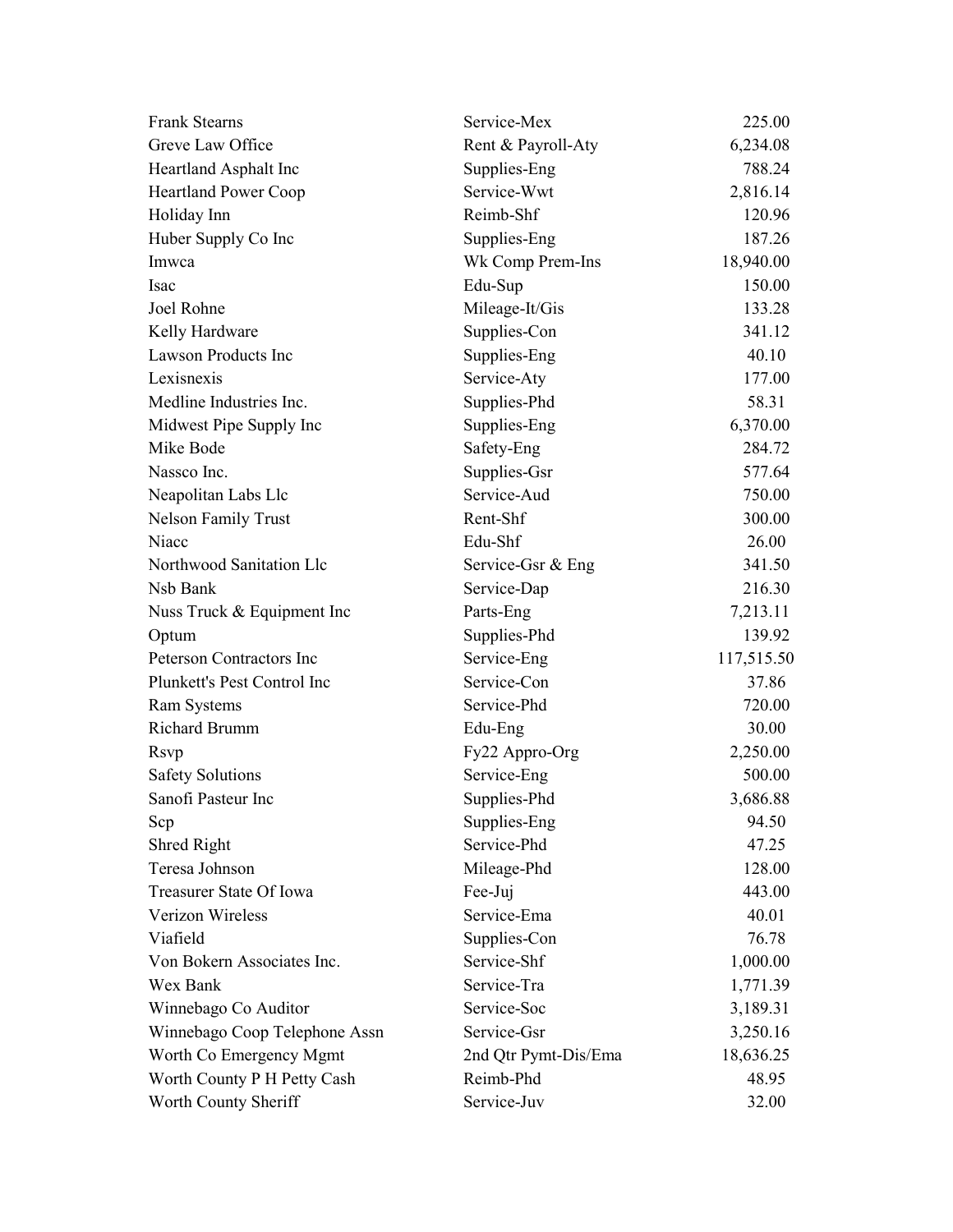| | | |
|---|---|---|
| Frank Stearns | Service-Mex | 225.00 |
| Greve Law Office | Rent & Payroll-Aty | 6,234.08 |
| Heartland Asphalt Inc | Supplies-Eng | 788.24 |
| Heartland Power Coop | Service-Wwt | 2,816.14 |
| Holiday Inn | Reimb-Shf | 120.96 |
| Huber Supply Co Inc | Supplies-Eng | 187.26 |
| Imwca | Wk Comp Prem-Ins | 18,940.00 |
| Isac | Edu-Sup | 150.00 |
| Joel Rohne | Mileage-It/Gis | 133.28 |
| Kelly Hardware | Supplies-Con | 341.12 |
| Lawson Products Inc | Supplies-Eng | 40.10 |
| Lexisnexis | Service-Aty | 177.00 |
| Medline Industries Inc. | Supplies-Phd | 58.31 |
| Midwest Pipe Supply Inc | Supplies-Eng | 6,370.00 |
| Mike Bode | Safety-Eng | 284.72 |
| Nassco Inc. | Supplies-Gsr | 577.64 |
| Neapolitan Labs Llc | Service-Aud | 750.00 |
| Nelson Family Trust | Rent-Shf | 300.00 |
| Niacc | Edu-Shf | 26.00 |
| Northwood Sanitation Llc | Service-Gsr & Eng | 341.50 |
| Nsb Bank | Service-Dap | 216.30 |
| Nuss Truck & Equipment Inc | Parts-Eng | 7,213.11 |
| Optum | Supplies-Phd | 139.92 |
| Peterson Contractors Inc | Service-Eng | 117,515.50 |
| Plunkett's Pest Control Inc | Service-Con | 37.86 |
| Ram Systems | Service-Phd | 720.00 |
| Richard Brumm | Edu-Eng | 30.00 |
| Rsvp | Fy22 Appro-Org | 2,250.00 |
| Safety Solutions | Service-Eng | 500.00 |
| Sanofi Pasteur Inc | Supplies-Phd | 3,686.88 |
| Scp | Supplies-Eng | 94.50 |
| Shred Right | Service-Phd | 47.25 |
| Teresa Johnson | Mileage-Phd | 128.00 |
| Treasurer State Of Iowa | Fee-Juj | 443.00 |
| Verizon Wireless | Service-Ema | 40.01 |
| Viafield | Supplies-Con | 76.78 |
| Von Bokern Associates Inc. | Service-Shf | 1,000.00 |
| Wex Bank | Service-Tra | 1,771.39 |
| Winnebago Co Auditor | Service-Soc | 3,189.31 |
| Winnebago Coop Telephone Assn | Service-Gsr | 3,250.16 |
| Worth Co Emergency Mgmt | 2nd Qtr Pymt-Dis/Ema | 18,636.25 |
| Worth County P H Petty Cash | Reimb-Phd | 48.95 |
| Worth County Sheriff | Service-Juv | 32.00 |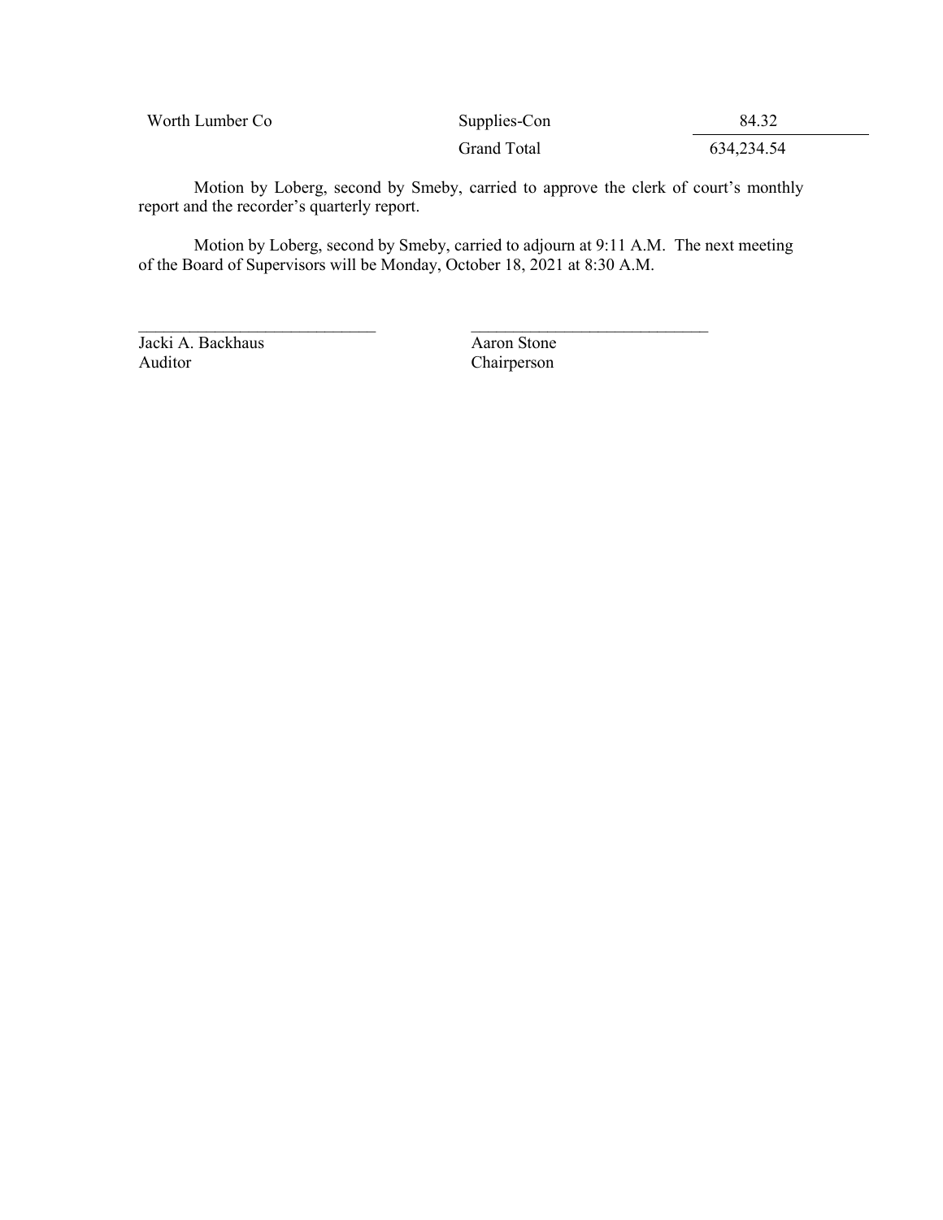| | | |
|---|---|---|
| Worth Lumber Co | Supplies-Con | 84.32 |
| | Grand Total | 634,234.54 |

Motion by Loberg, second by Smeby, carried to approve the clerk of court's monthly report and the recorder's quarterly report.

Motion by Loberg, second by Smeby, carried to adjourn at 9:11 A.M. The next meeting of the Board of Supervisors will be Monday, October 18, 2021 at 8:30 A.M.

| | |
|---|---|
| ______________________________ | ______________________________ |
| Jacki A. Backhaus | Aaron Stone |
| Auditor | Chairperson |